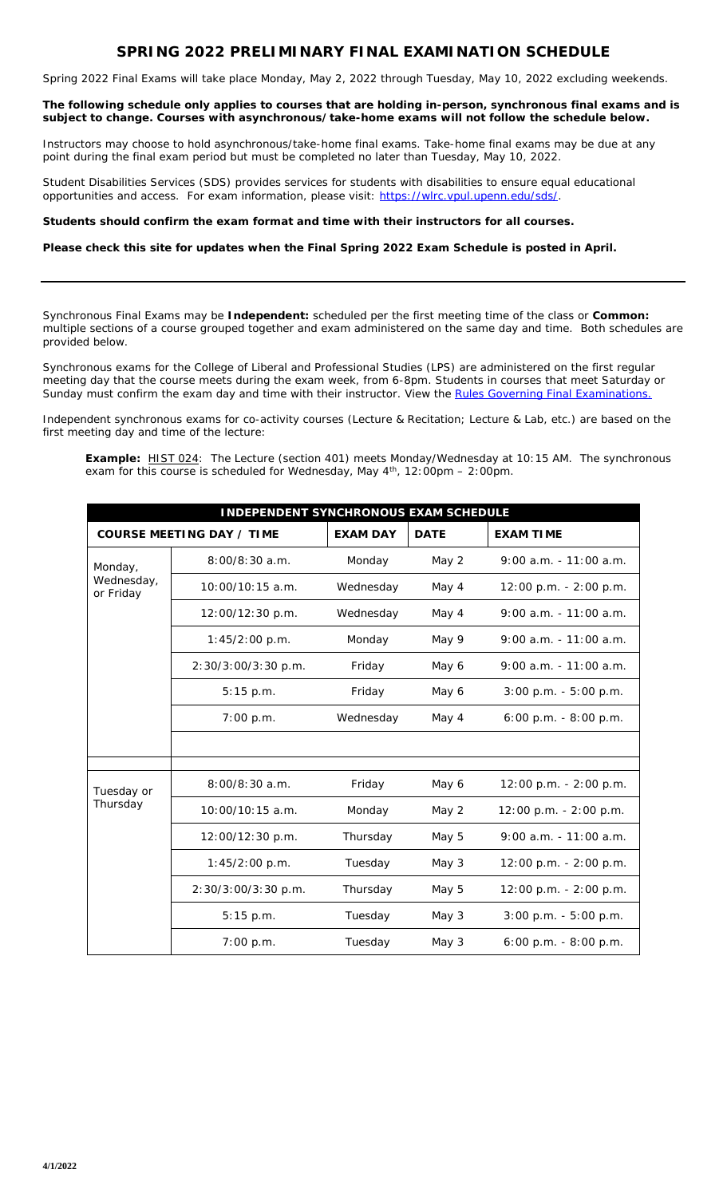# SPRING 2022 PRELIMINARY FINAL EXAMINATION SCHEDULE

Spring 2022 Final Exams will take place Monday, May 2, 2022 through Tuesday, May 10, 2022 excluding weekends.

**The following schedule only applies to courses that are holding in-person, synchronous final exams and is subject to change. Courses with asynchronous/take-home exams will not follow the schedule below.**

Instructors may choose to hold asynchronous/take-home final exams. Take-home final exams may be due at any point during the final exam period but must be completed no later than Tuesday, May 10, 2022.

Student Disabilities Services (SDS) provides services for students with disabilities to ensure equal educational opportunities and access. For exam information, please visit: https://wlrc.vpul.upenn.edu/sds/.

**Students should confirm the exam format and time with their instructors for all courses.**

**Please check this site for updates when the Final Spring 2022 Exam Schedule is posted in April.**

---

Synchronous Final Exams may be **Independent:** scheduled per the first meeting time of the class or **Common:** multiple sections of a course grouped together and exam administered on the same day and time. Both schedules are provided below.

Synchronous exams for the College of Liberal and Professional Studies (LPS) are administered on the first regular meeting day that the course meets during the exam week, from 6-8pm. Students in courses that meet Saturday or Sunday must confirm the exam day and time with their instructor. View the Rules Governing Final Examinations.

Independent synchronous exams for co-activity courses (Lecture & Recitation; Lecture & Lab, etc.) are based on the first meeting day and time of the lecture:

> **Example:** HIST 024: The Lecture (section 401) meets Monday/Wednesday at 10:15 AM. The synchronous exam for this course is scheduled for Wednesday, May 4th, 12:00pm – 2:00pm.

| **INDEPENDENT SYNCHRONOUS EXAM SCHEDULE** | | | | |
|---|---|---|---|---|
| **COURSE MEETING DAY / TIME** | | **EXAM DAY** | **DATE** | **EXAM TIME** |
| Monday, Wednesday, or Friday | 8:00/8:30 a.m. | Monday | May 2 | 9:00 a.m. - 11:00 a.m. |
| | 10:00/10:15 a.m. | Wednesday | May 4 | 12:00 p.m. - 2:00 p.m. |
| | 12:00/12:30 p.m. | Wednesday | May 4 | 9:00 a.m. - 11:00 a.m. |
| | 1:45/2:00 p.m. | Monday | May 9 | 9:00 a.m. - 11:00 a.m. |
| | 2:30/3:00/3:30 p.m. | Friday | May 6 | 9:00 a.m. - 11:00 a.m. |
| | 5:15 p.m. | Friday | May 6 | 3:00 p.m. - 5:00 p.m. |
| | 7:00 p.m. | Wednesday | May 4 | 6:00 p.m. - 8:00 p.m. |
| | | | | |
| | | | | |
| Tuesday or Thursday | 8:00/8:30 a.m. | Friday | May 6 | 12:00 p.m. - 2:00 p.m. |
| | 10:00/10:15 a.m. | Monday | May 2 | 12:00 p.m. - 2:00 p.m. |
| | 12:00/12:30 p.m. | Thursday | May 5 | 9:00 a.m. - 11:00 a.m. |
| | 1:45/2:00 p.m. | Tuesday | May 3 | 12:00 p.m. - 2:00 p.m. |
| | 2:30/3:00/3:30 p.m. | Thursday | May 5 | 12:00 p.m. - 2:00 p.m. |
| | 5:15 p.m. | Tuesday | May 3 | 3:00 p.m. - 5:00 p.m. |
| | 7:00 p.m. | Tuesday | May 3 | 6:00 p.m. - 8:00 p.m. |

4/1/2022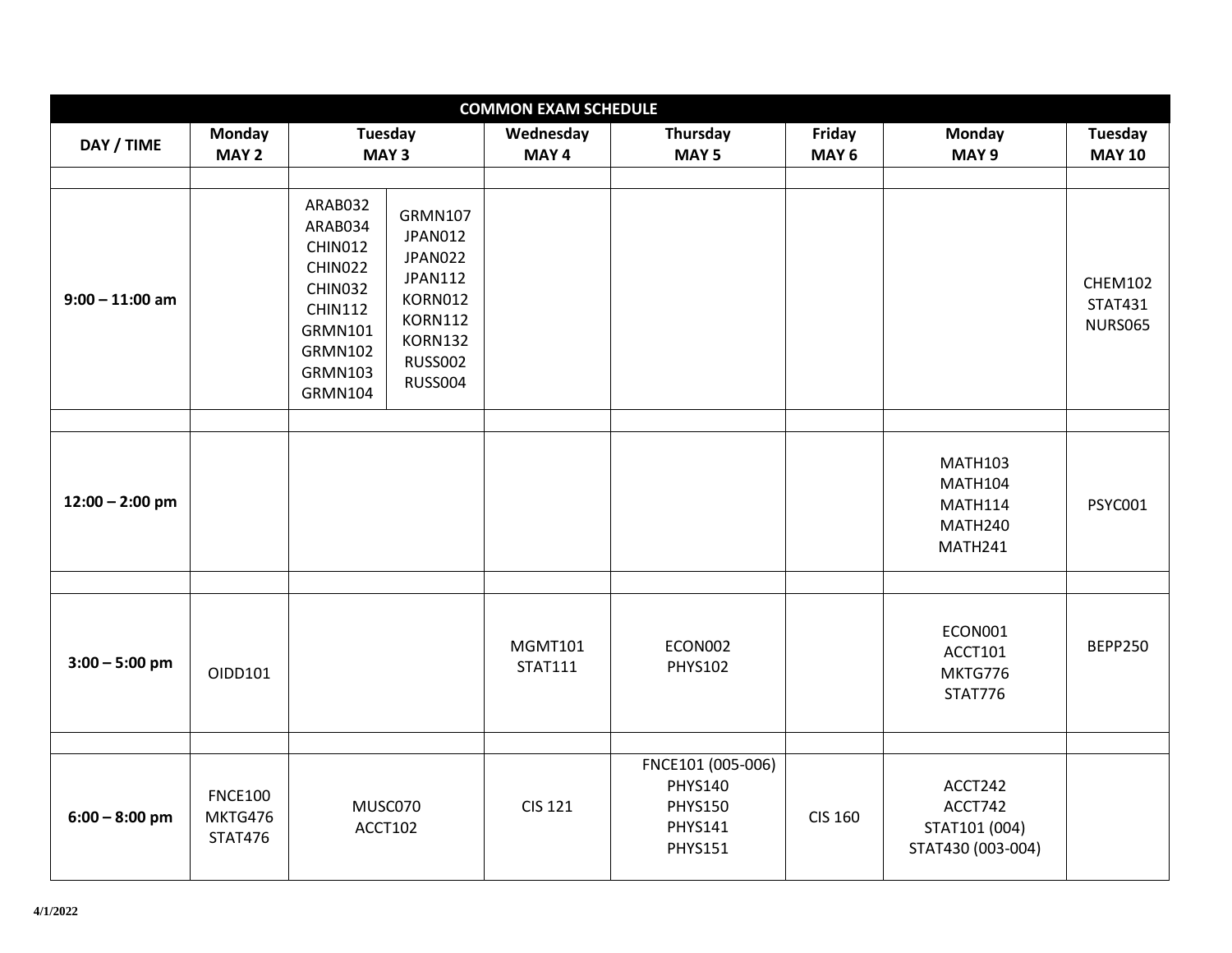| COMMON EXAM SCHEDULE | | | | | | | |
|---|---|---|---|---|---|---|---|
| DAY / TIME | Monday MAY 2 | Tuesday MAY 3 | Wednesday MAY 4 | Thursday MAY 5 | Friday MAY 6 | Monday MAY 9 | Tuesday MAY 10 |
| 9:00 – 11:00 am | | ARAB032 ARAB034 CHIN012 CHIN022 CHIN032 CHIN112 GRMN101 GRMN102 GRMN103 GRMN104 GRMN107 JPAN012 JPAN022 JPAN112 KORN012 KORN112 KORN132 RUSS002 RUSS004 | | | | | CHEM102 STAT431 NURS065 |
| 12:00 – 2:00 pm | | | | | | MATH103 MATH104 MATH114 MATH240 MATH241 | PSYC001 |
| 3:00 – 5:00 pm | OIDD101 | | MGMT101 STAT111 | ECON002 PHYS102 | | ECON001 ACCT101 MKTG776 STAT776 | BEPP250 |
| 6:00 – 8:00 pm | FNCE100 MKTG476 STAT476 | MUSC070 ACCT102 | CIS 121 | FNCE101 (005-006) PHYS140 PHYS150 PHYS141 PHYS151 | CIS 160 | ACCT242 ACCT742 STAT101 (004) STAT430 (003-004) | |

4/1/2022